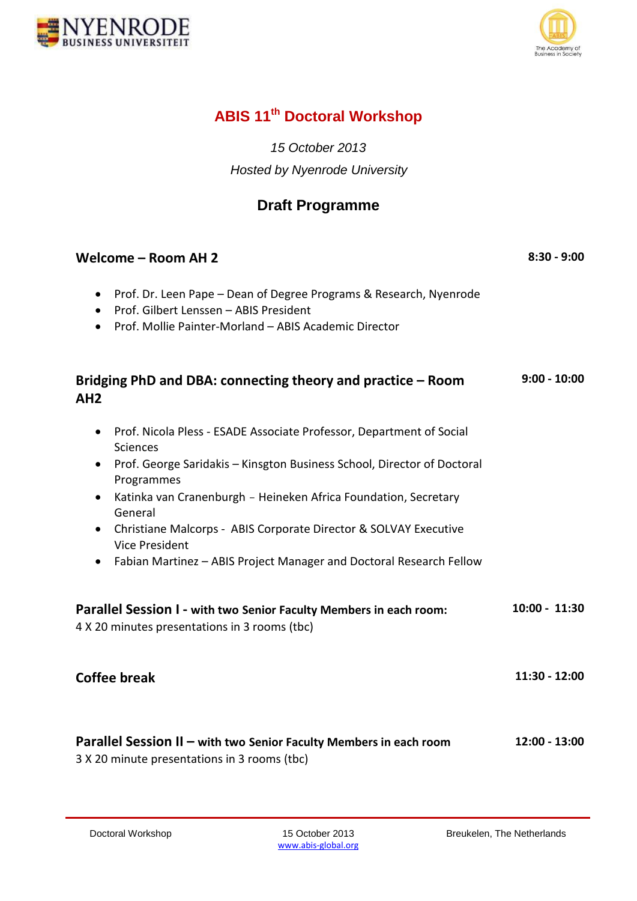# ABIS 11th Doctoral Workshop

*15 October 2013*

*Hosted by Nyenrode University*

## Draft Programme

### Welcome – Room AH 2 — 8:30 - 9:00

- Prof. Dr. Leen Pape – Dean of Degree Programs & Research, Nyenrode
- Prof. Gilbert Lenssen – ABIS President
- Prof. Mollie Painter-Morland – ABIS Academic Director

### Bridging PhD and DBA: connecting theory and practice – Room AH2 — 9:00 - 10:00

- Prof. Nicola Pless - ESADE Associate Professor, Department of Social Sciences
- Prof. George Saridakis – Kingston Business School, Director of Doctoral Programmes
- Katinka van Cranenburgh – Heineken Africa Foundation, Secretary General
- Christiane Malcorps - ABIS Corporate Director & SOLVAY Executive Vice President
- Fabian Martinez – ABIS Project Manager and Doctoral Research Fellow

### Parallel Session I - with two Senior Faculty Members in each room: — 10:00 - 11:30

4 X 20 minutes presentations in 3 rooms (tbc)

### Coffee break — 11:30 - 12:00

### Parallel Session II – with two Senior Faculty Members in each room — 12:00 - 13:00

3 X 20 minute presentations in 3 rooms (tbc)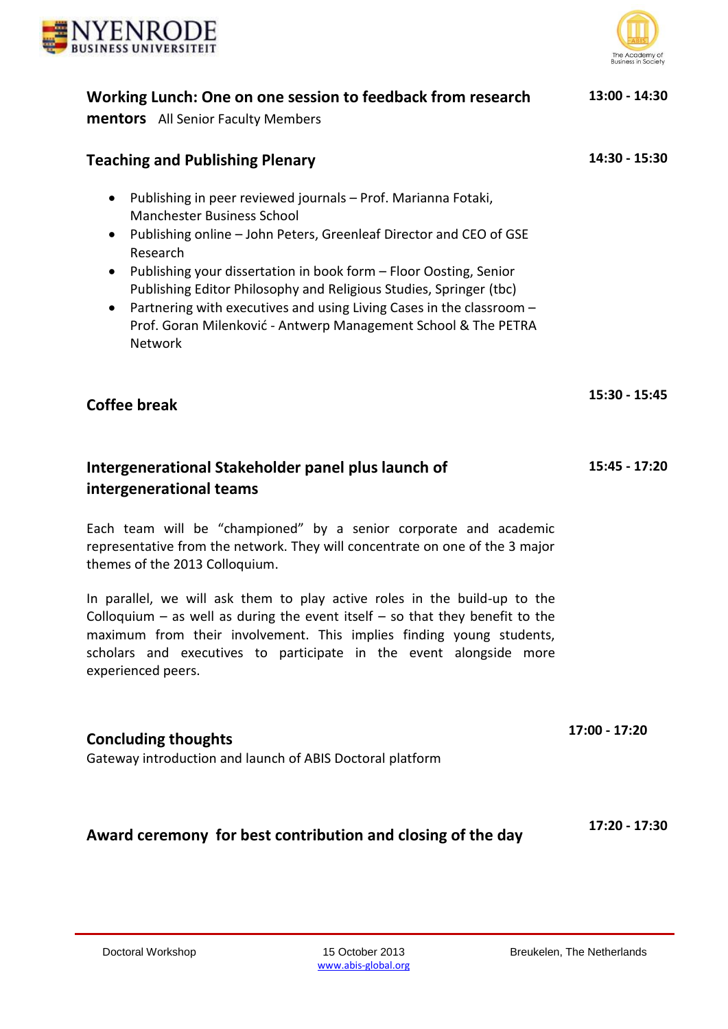**Working Lunch: One on one session to feedback from research mentors** All Senior Faculty Members — 13:00 - 14:30

**Teaching and Publishing Plenary** — 14:30 - 15:30

- Publishing in peer reviewed journals – Prof. Marianna Fotaki, Manchester Business School
- Publishing online – John Peters, Greenleaf Director and CEO of GSE Research
- Publishing your dissertation in book form – Floor Oosting, Senior Publishing Editor Philosophy and Religious Studies, Springer (tbc)
- Partnering with executives and using Living Cases in the classroom – Prof. Goran Milenković - Antwerp Management School & The PETRA Network

**Coffee break** — 15:30 - 15:45

**Intergenerational Stakeholder panel plus launch of intergenerational teams** — 15:45 - 17:20

Each team will be "championed" by a senior corporate and academic representative from the network. They will concentrate on one of the 3 major themes of the 2013 Colloquium.

In parallel, we will ask them to play active roles in the build-up to the Colloquium – as well as during the event itself – so that they benefit to the maximum from their involvement. This implies finding young students, scholars and executives to participate in the event alongside more experienced peers.

**Concluding thoughts** — 17:00 - 17:20

Gateway introduction and launch of ABIS Doctoral platform

**Award ceremony for best contribution and closing of the day** — 17:20 - 17:30